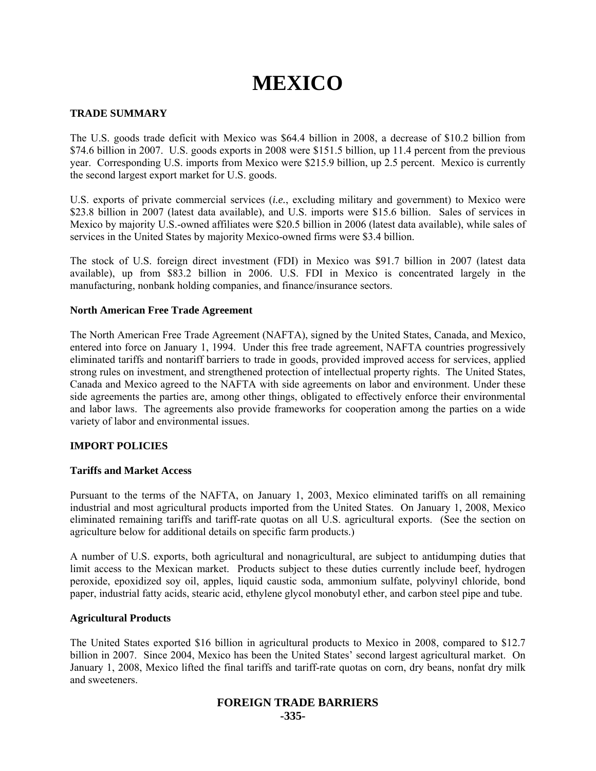# MEXICO

## TRADE SUMMARY

The U.S. goods trade deficit with Mexico was $64.4 billion in 2008, a decrease of $10.2 billion from $74.6 billion in 2007. U.S. goods exports in 2008 were $151.5 billion, up 11.4 percent from the previous year. Corresponding U.S. imports from Mexico were $215.9 billion, up 2.5 percent. Mexico is currently the second largest export market for U.S. goods.

U.S. exports of private commercial services (*i.e.*, excluding military and government) to Mexico were $23.8 billion in 2007 (latest data available), and U.S. imports were $15.6 billion. Sales of services in Mexico by majority U.S.-owned affiliates were $20.5 billion in 2006 (latest data available), while sales of services in the United States by majority Mexico-owned firms were $3.4 billion.

The stock of U.S. foreign direct investment (FDI) in Mexico was $91.7 billion in 2007 (latest data available), up from $83.2 billion in 2006. U.S. FDI in Mexico is concentrated largely in the manufacturing, nonbank holding companies, and finance/insurance sectors.

### North American Free Trade Agreement

The North American Free Trade Agreement (NAFTA), signed by the United States, Canada, and Mexico, entered into force on January 1, 1994. Under this free trade agreement, NAFTA countries progressively eliminated tariffs and nontariff barriers to trade in goods, provided improved access for services, applied strong rules on investment, and strengthened protection of intellectual property rights. The United States, Canada and Mexico agreed to the NAFTA with side agreements on labor and environment. Under these side agreements the parties are, among other things, obligated to effectively enforce their environmental and labor laws. The agreements also provide frameworks for cooperation among the parties on a wide variety of labor and environmental issues.

## IMPORT POLICIES

### Tariffs and Market Access

Pursuant to the terms of the NAFTA, on January 1, 2003, Mexico eliminated tariffs on all remaining industrial and most agricultural products imported from the United States. On January 1, 2008, Mexico eliminated remaining tariffs and tariff-rate quotas on all U.S. agricultural exports. (See the section on agriculture below for additional details on specific farm products.)

A number of U.S. exports, both agricultural and nonagricultural, are subject to antidumping duties that limit access to the Mexican market. Products subject to these duties currently include beef, hydrogen peroxide, epoxidized soy oil, apples, liquid caustic soda, ammonium sulfate, polyvinyl chloride, bond paper, industrial fatty acids, stearic acid, ethylene glycol monobutyl ether, and carbon steel pipe and tube.

### Agricultural Products

The United States exported $16 billion in agricultural products to Mexico in 2008, compared to $12.7 billion in 2007. Since 2004, Mexico has been the United States' second largest agricultural market. On January 1, 2008, Mexico lifted the final tariffs and tariff-rate quotas on corn, dry beans, nonfat dry milk and sweeteners.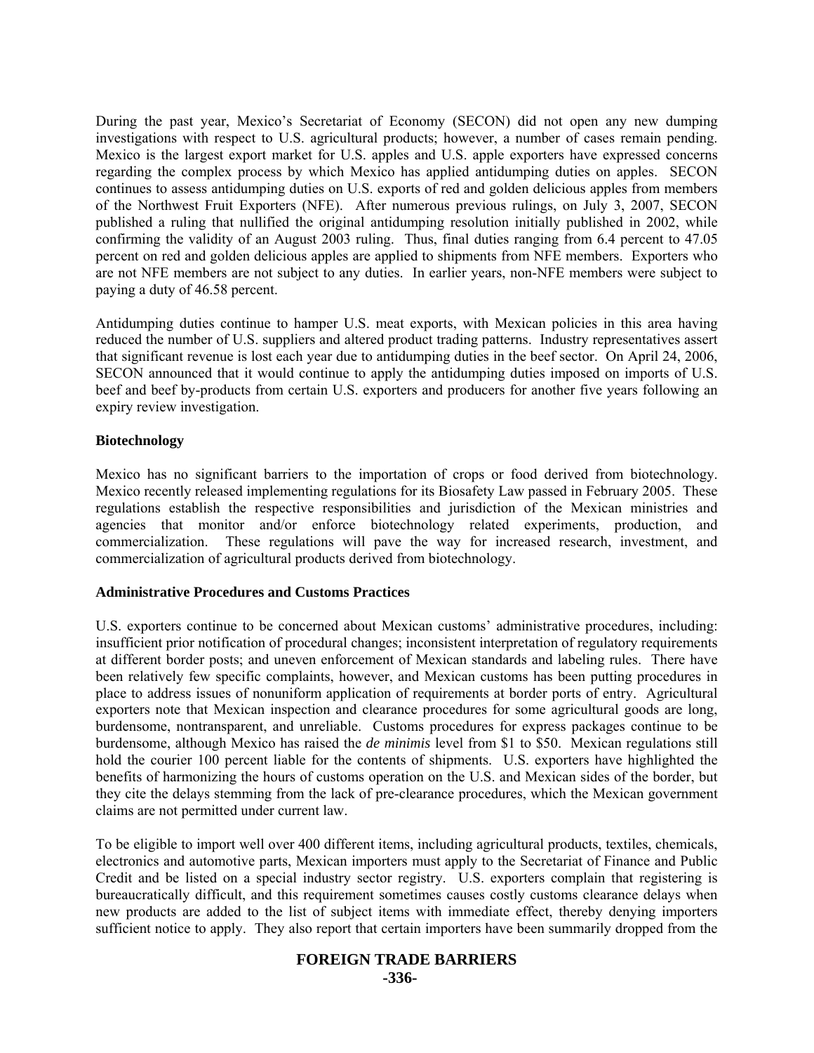During the past year, Mexico's Secretariat of Economy (SECON) did not open any new dumping investigations with respect to U.S. agricultural products; however, a number of cases remain pending. Mexico is the largest export market for U.S. apples and U.S. apple exporters have expressed concerns regarding the complex process by which Mexico has applied antidumping duties on apples. SECON continues to assess antidumping duties on U.S. exports of red and golden delicious apples from members of the Northwest Fruit Exporters (NFE). After numerous previous rulings, on July 3, 2007, SECON published a ruling that nullified the original antidumping resolution initially published in 2002, while confirming the validity of an August 2003 ruling. Thus, final duties ranging from 6.4 percent to 47.05 percent on red and golden delicious apples are applied to shipments from NFE members. Exporters who are not NFE members are not subject to any duties. In earlier years, non-NFE members were subject to paying a duty of 46.58 percent.

Antidumping duties continue to hamper U.S. meat exports, with Mexican policies in this area having reduced the number of U.S. suppliers and altered product trading patterns. Industry representatives assert that significant revenue is lost each year due to antidumping duties in the beef sector. On April 24, 2006, SECON announced that it would continue to apply the antidumping duties imposed on imports of U.S. beef and beef by-products from certain U.S. exporters and producers for another five years following an expiry review investigation.

**Biotechnology**

Mexico has no significant barriers to the importation of crops or food derived from biotechnology. Mexico recently released implementing regulations for its Biosafety Law passed in February 2005. These regulations establish the respective responsibilities and jurisdiction of the Mexican ministries and agencies that monitor and/or enforce biotechnology related experiments, production, and commercialization. These regulations will pave the way for increased research, investment, and commercialization of agricultural products derived from biotechnology.

**Administrative Procedures and Customs Practices**

U.S. exporters continue to be concerned about Mexican customs' administrative procedures, including: insufficient prior notification of procedural changes; inconsistent interpretation of regulatory requirements at different border posts; and uneven enforcement of Mexican standards and labeling rules. There have been relatively few specific complaints, however, and Mexican customs has been putting procedures in place to address issues of nonuniform application of requirements at border ports of entry. Agricultural exporters note that Mexican inspection and clearance procedures for some agricultural goods are long, burdensome, nontransparent, and unreliable. Customs procedures for express packages continue to be burdensome, although Mexico has raised the *de minimis* level from $1 to $50. Mexican regulations still hold the courier 100 percent liable for the contents of shipments. U.S. exporters have highlighted the benefits of harmonizing the hours of customs operation on the U.S. and Mexican sides of the border, but they cite the delays stemming from the lack of pre-clearance procedures, which the Mexican government claims are not permitted under current law.

To be eligible to import well over 400 different items, including agricultural products, textiles, chemicals, electronics and automotive parts, Mexican importers must apply to the Secretariat of Finance and Public Credit and be listed on a special industry sector registry. U.S. exporters complain that registering is bureaucratically difficult, and this requirement sometimes causes costly customs clearance delays when new products are added to the list of subject items with immediate effect, thereby denying importers sufficient notice to apply. They also report that certain importers have been summarily dropped from the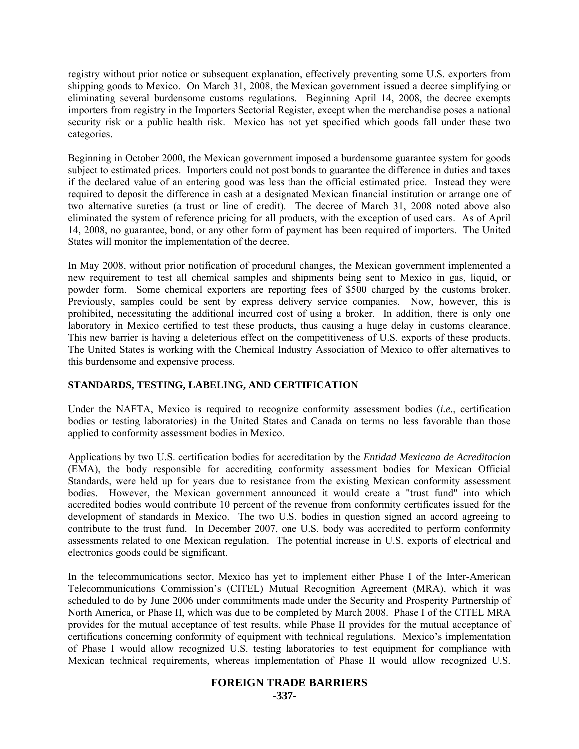registry without prior notice or subsequent explanation, effectively preventing some U.S. exporters from shipping goods to Mexico. On March 31, 2008, the Mexican government issued a decree simplifying or eliminating several burdensome customs regulations. Beginning April 14, 2008, the decree exempts importers from registry in the Importers Sectorial Register, except when the merchandise poses a national security risk or a public health risk. Mexico has not yet specified which goods fall under these two categories.

Beginning in October 2000, the Mexican government imposed a burdensome guarantee system for goods subject to estimated prices. Importers could not post bonds to guarantee the difference in duties and taxes if the declared value of an entering good was less than the official estimated price. Instead they were required to deposit the difference in cash at a designated Mexican financial institution or arrange one of two alternative sureties (a trust or line of credit). The decree of March 31, 2008 noted above also eliminated the system of reference pricing for all products, with the exception of used cars. As of April 14, 2008, no guarantee, bond, or any other form of payment has been required of importers. The United States will monitor the implementation of the decree.

In May 2008, without prior notification of procedural changes, the Mexican government implemented a new requirement to test all chemical samples and shipments being sent to Mexico in gas, liquid, or powder form. Some chemical exporters are reporting fees of $500 charged by the customs broker. Previously, samples could be sent by express delivery service companies. Now, however, this is prohibited, necessitating the additional incurred cost of using a broker. In addition, there is only one laboratory in Mexico certified to test these products, thus causing a huge delay in customs clearance. This new barrier is having a deleterious effect on the competitiveness of U.S. exports of these products. The United States is working with the Chemical Industry Association of Mexico to offer alternatives to this burdensome and expensive process.

## STANDARDS, TESTING, LABELING, AND CERTIFICATION

Under the NAFTA, Mexico is required to recognize conformity assessment bodies (*i.e.*, certification bodies or testing laboratories) in the United States and Canada on terms no less favorable than those applied to conformity assessment bodies in Mexico.

Applications by two U.S. certification bodies for accreditation by the *Entidad Mexicana de Acreditacion* (EMA), the body responsible for accrediting conformity assessment bodies for Mexican Official Standards, were held up for years due to resistance from the existing Mexican conformity assessment bodies. However, the Mexican government announced it would create a "trust fund" into which accredited bodies would contribute 10 percent of the revenue from conformity certificates issued for the development of standards in Mexico. The two U.S. bodies in question signed an accord agreeing to contribute to the trust fund. In December 2007, one U.S. body was accredited to perform conformity assessments related to one Mexican regulation. The potential increase in U.S. exports of electrical and electronics goods could be significant.

In the telecommunications sector, Mexico has yet to implement either Phase I of the Inter-American Telecommunications Commission's (CITEL) Mutual Recognition Agreement (MRA), which it was scheduled to do by June 2006 under commitments made under the Security and Prosperity Partnership of North America, or Phase II, which was due to be completed by March 2008. Phase I of the CITEL MRA provides for the mutual acceptance of test results, while Phase II provides for the mutual acceptance of certifications concerning conformity of equipment with technical regulations. Mexico's implementation of Phase I would allow recognized U.S. testing laboratories to test equipment for compliance with Mexican technical requirements, whereas implementation of Phase II would allow recognized U.S.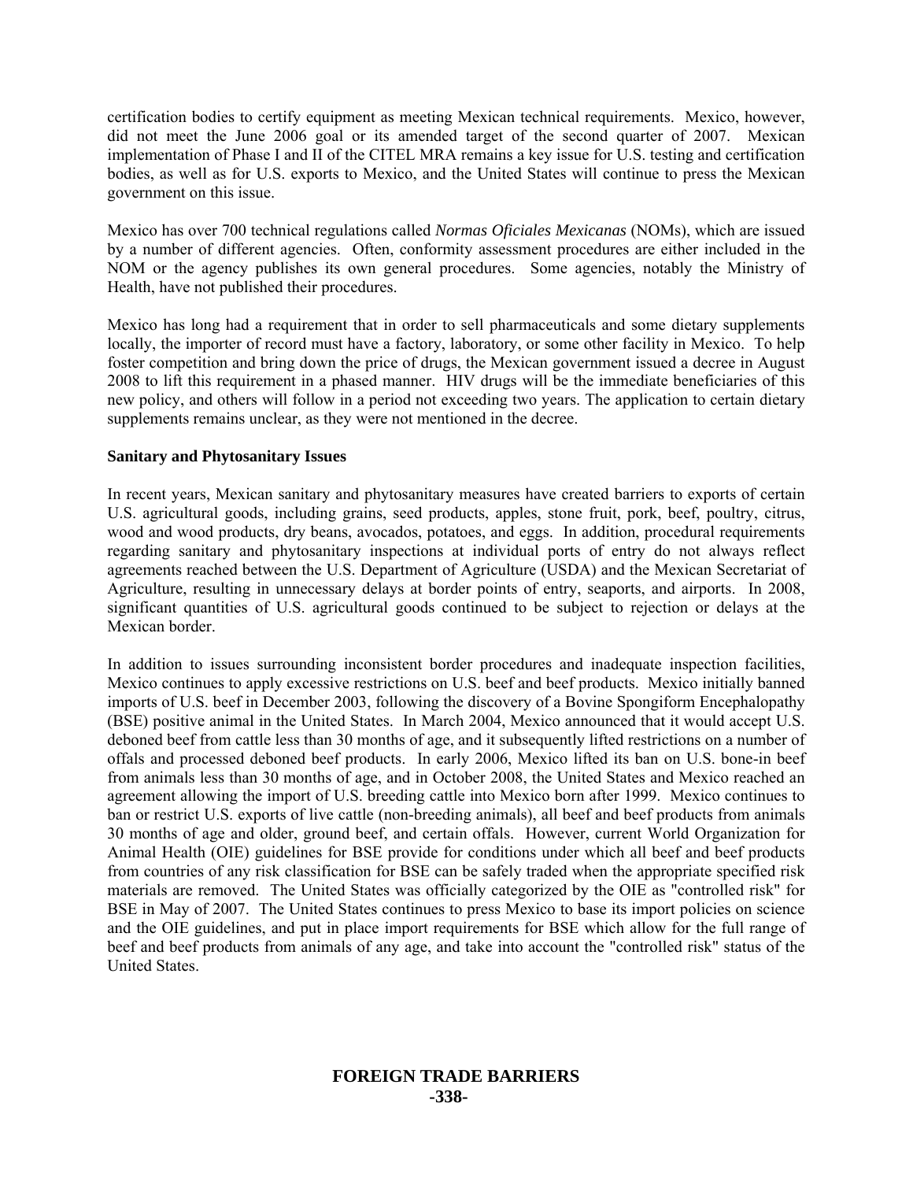certification bodies to certify equipment as meeting Mexican technical requirements. Mexico, however, did not meet the June 2006 goal or its amended target of the second quarter of 2007. Mexican implementation of Phase I and II of the CITEL MRA remains a key issue for U.S. testing and certification bodies, as well as for U.S. exports to Mexico, and the United States will continue to press the Mexican government on this issue.

Mexico has over 700 technical regulations called *Normas Oficiales Mexicanas* (NOMs), which are issued by a number of different agencies. Often, conformity assessment procedures are either included in the NOM or the agency publishes its own general procedures. Some agencies, notably the Ministry of Health, have not published their procedures.

Mexico has long had a requirement that in order to sell pharmaceuticals and some dietary supplements locally, the importer of record must have a factory, laboratory, or some other facility in Mexico. To help foster competition and bring down the price of drugs, the Mexican government issued a decree in August 2008 to lift this requirement in a phased manner. HIV drugs will be the immediate beneficiaries of this new policy, and others will follow in a period not exceeding two years. The application to certain dietary supplements remains unclear, as they were not mentioned in the decree.

**Sanitary and Phytosanitary Issues**

In recent years, Mexican sanitary and phytosanitary measures have created barriers to exports of certain U.S. agricultural goods, including grains, seed products, apples, stone fruit, pork, beef, poultry, citrus, wood and wood products, dry beans, avocados, potatoes, and eggs. In addition, procedural requirements regarding sanitary and phytosanitary inspections at individual ports of entry do not always reflect agreements reached between the U.S. Department of Agriculture (USDA) and the Mexican Secretariat of Agriculture, resulting in unnecessary delays at border points of entry, seaports, and airports. In 2008, significant quantities of U.S. agricultural goods continued to be subject to rejection or delays at the Mexican border.

In addition to issues surrounding inconsistent border procedures and inadequate inspection facilities, Mexico continues to apply excessive restrictions on U.S. beef and beef products. Mexico initially banned imports of U.S. beef in December 2003, following the discovery of a Bovine Spongiform Encephalopathy (BSE) positive animal in the United States. In March 2004, Mexico announced that it would accept U.S. deboned beef from cattle less than 30 months of age, and it subsequently lifted restrictions on a number of offals and processed deboned beef products. In early 2006, Mexico lifted its ban on U.S. bone-in beef from animals less than 30 months of age, and in October 2008, the United States and Mexico reached an agreement allowing the import of U.S. breeding cattle into Mexico born after 1999. Mexico continues to ban or restrict U.S. exports of live cattle (non-breeding animals), all beef and beef products from animals 30 months of age and older, ground beef, and certain offals. However, current World Organization for Animal Health (OIE) guidelines for BSE provide for conditions under which all beef and beef products from countries of any risk classification for BSE can be safely traded when the appropriate specified risk materials are removed. The United States was officially categorized by the OIE as "controlled risk" for BSE in May of 2007. The United States continues to press Mexico to base its import policies on science and the OIE guidelines, and put in place import requirements for BSE which allow for the full range of beef and beef products from animals of any age, and take into account the "controlled risk" status of the United States.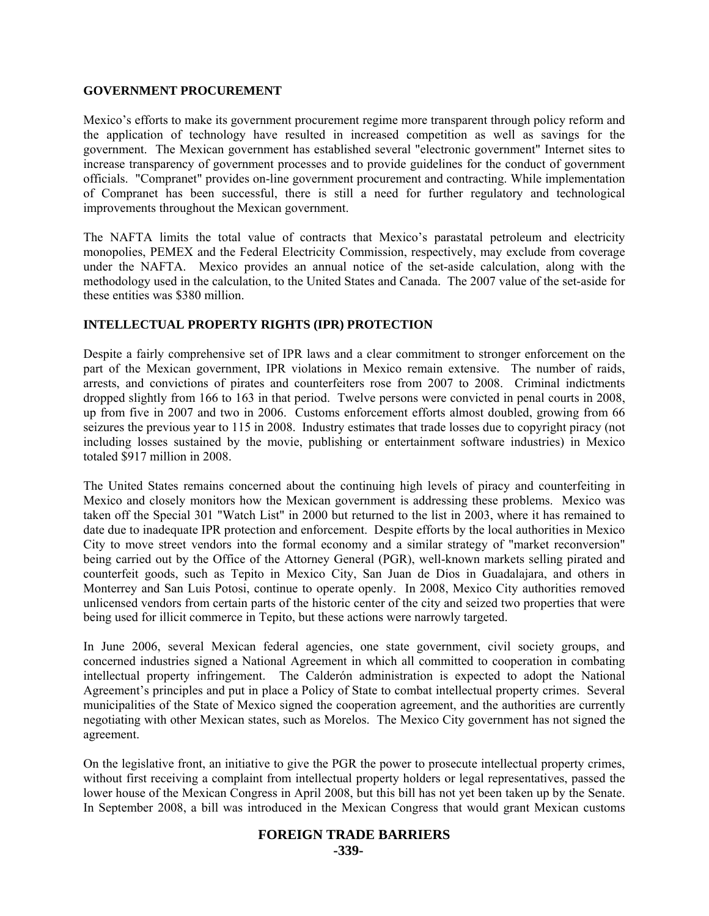## GOVERNMENT PROCUREMENT

Mexico's efforts to make its government procurement regime more transparent through policy reform and the application of technology have resulted in increased competition as well as savings for the government. The Mexican government has established several "electronic government" Internet sites to increase transparency of government processes and to provide guidelines for the conduct of government officials. "Compranet" provides on-line government procurement and contracting. While implementation of Compranet has been successful, there is still a need for further regulatory and technological improvements throughout the Mexican government.

The NAFTA limits the total value of contracts that Mexico's parastatal petroleum and electricity monopolies, PEMEX and the Federal Electricity Commission, respectively, may exclude from coverage under the NAFTA. Mexico provides an annual notice of the set-aside calculation, along with the methodology used in the calculation, to the United States and Canada. The 2007 value of the set-aside for these entities was $380 million.

## INTELLECTUAL PROPERTY RIGHTS (IPR) PROTECTION

Despite a fairly comprehensive set of IPR laws and a clear commitment to stronger enforcement on the part of the Mexican government, IPR violations in Mexico remain extensive. The number of raids, arrests, and convictions of pirates and counterfeiters rose from 2007 to 2008. Criminal indictments dropped slightly from 166 to 163 in that period. Twelve persons were convicted in penal courts in 2008, up from five in 2007 and two in 2006. Customs enforcement efforts almost doubled, growing from 66 seizures the previous year to 115 in 2008. Industry estimates that trade losses due to copyright piracy (not including losses sustained by the movie, publishing or entertainment software industries) in Mexico totaled $917 million in 2008.

The United States remains concerned about the continuing high levels of piracy and counterfeiting in Mexico and closely monitors how the Mexican government is addressing these problems. Mexico was taken off the Special 301 "Watch List" in 2000 but returned to the list in 2003, where it has remained to date due to inadequate IPR protection and enforcement. Despite efforts by the local authorities in Mexico City to move street vendors into the formal economy and a similar strategy of "market reconversion" being carried out by the Office of the Attorney General (PGR), well-known markets selling pirated and counterfeit goods, such as Tepito in Mexico City, San Juan de Dios in Guadalajara, and others in Monterrey and San Luis Potosi, continue to operate openly. In 2008, Mexico City authorities removed unlicensed vendors from certain parts of the historic center of the city and seized two properties that were being used for illicit commerce in Tepito, but these actions were narrowly targeted.

In June 2006, several Mexican federal agencies, one state government, civil society groups, and concerned industries signed a National Agreement in which all committed to cooperation in combating intellectual property infringement. The Calderón administration is expected to adopt the National Agreement's principles and put in place a Policy of State to combat intellectual property crimes. Several municipalities of the State of Mexico signed the cooperation agreement, and the authorities are currently negotiating with other Mexican states, such as Morelos. The Mexico City government has not signed the agreement.

On the legislative front, an initiative to give the PGR the power to prosecute intellectual property crimes, without first receiving a complaint from intellectual property holders or legal representatives, passed the lower house of the Mexican Congress in April 2008, but this bill has not yet been taken up by the Senate. In September 2008, a bill was introduced in the Mexican Congress that would grant Mexican customs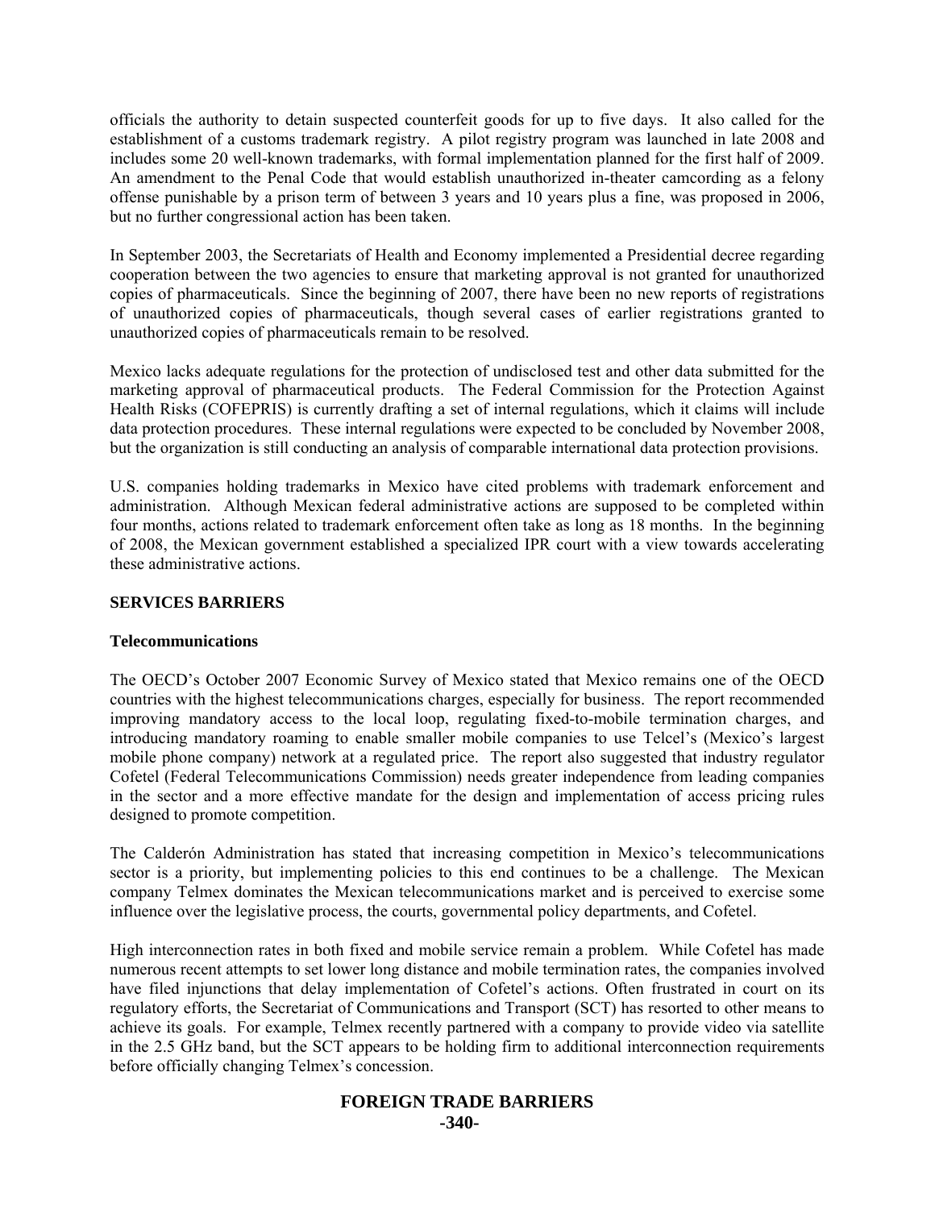officials the authority to detain suspected counterfeit goods for up to five days. It also called for the establishment of a customs trademark registry. A pilot registry program was launched in late 2008 and includes some 20 well-known trademarks, with formal implementation planned for the first half of 2009. An amendment to the Penal Code that would establish unauthorized in-theater camcording as a felony offense punishable by a prison term of between 3 years and 10 years plus a fine, was proposed in 2006, but no further congressional action has been taken.

In September 2003, the Secretariats of Health and Economy implemented a Presidential decree regarding cooperation between the two agencies to ensure that marketing approval is not granted for unauthorized copies of pharmaceuticals. Since the beginning of 2007, there have been no new reports of registrations of unauthorized copies of pharmaceuticals, though several cases of earlier registrations granted to unauthorized copies of pharmaceuticals remain to be resolved.

Mexico lacks adequate regulations for the protection of undisclosed test and other data submitted for the marketing approval of pharmaceutical products. The Federal Commission for the Protection Against Health Risks (COFEPRIS) is currently drafting a set of internal regulations, which it claims will include data protection procedures. These internal regulations were expected to be concluded by November 2008, but the organization is still conducting an analysis of comparable international data protection provisions.

U.S. companies holding trademarks in Mexico have cited problems with trademark enforcement and administration. Although Mexican federal administrative actions are supposed to be completed within four months, actions related to trademark enforcement often take as long as 18 months. In the beginning of 2008, the Mexican government established a specialized IPR court with a view towards accelerating these administrative actions.

## SERVICES BARRIERS

### Telecommunications

The OECD's October 2007 Economic Survey of Mexico stated that Mexico remains one of the OECD countries with the highest telecommunications charges, especially for business. The report recommended improving mandatory access to the local loop, regulating fixed-to-mobile termination charges, and introducing mandatory roaming to enable smaller mobile companies to use Telcel's (Mexico's largest mobile phone company) network at a regulated price. The report also suggested that industry regulator Cofetel (Federal Telecommunications Commission) needs greater independence from leading companies in the sector and a more effective mandate for the design and implementation of access pricing rules designed to promote competition.

The Calderón Administration has stated that increasing competition in Mexico's telecommunications sector is a priority, but implementing policies to this end continues to be a challenge. The Mexican company Telmex dominates the Mexican telecommunications market and is perceived to exercise some influence over the legislative process, the courts, governmental policy departments, and Cofetel.

High interconnection rates in both fixed and mobile service remain a problem. While Cofetel has made numerous recent attempts to set lower long distance and mobile termination rates, the companies involved have filed injunctions that delay implementation of Cofetel's actions. Often frustrated in court on its regulatory efforts, the Secretariat of Communications and Transport (SCT) has resorted to other means to achieve its goals. For example, Telmex recently partnered with a company to provide video via satellite in the 2.5 GHz band, but the SCT appears to be holding firm to additional interconnection requirements before officially changing Telmex's concession.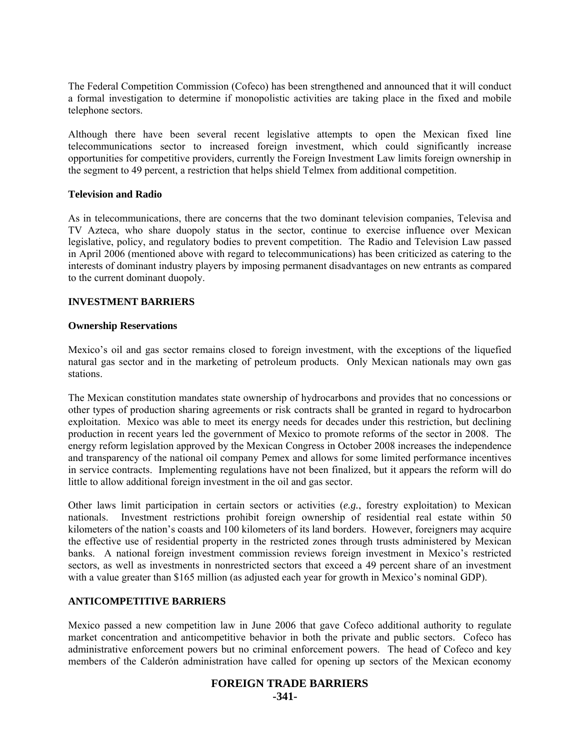The Federal Competition Commission (Cofeco) has been strengthened and announced that it will conduct a formal investigation to determine if monopolistic activities are taking place in the fixed and mobile telephone sectors.

Although there have been several recent legislative attempts to open the Mexican fixed line telecommunications sector to increased foreign investment, which could significantly increase opportunities for competitive providers, currently the Foreign Investment Law limits foreign ownership in the segment to 49 percent, a restriction that helps shield Telmex from additional competition.

### Television and Radio

As in telecommunications, there are concerns that the two dominant television companies, Televisa and TV Azteca, who share duopoly status in the sector, continue to exercise influence over Mexican legislative, policy, and regulatory bodies to prevent competition. The Radio and Television Law passed in April 2006 (mentioned above with regard to telecommunications) has been criticized as catering to the interests of dominant industry players by imposing permanent disadvantages on new entrants as compared to the current dominant duopoly.

## INVESTMENT BARRIERS

### Ownership Reservations

Mexico's oil and gas sector remains closed to foreign investment, with the exceptions of the liquefied natural gas sector and in the marketing of petroleum products. Only Mexican nationals may own gas stations.

The Mexican constitution mandates state ownership of hydrocarbons and provides that no concessions or other types of production sharing agreements or risk contracts shall be granted in regard to hydrocarbon exploitation. Mexico was able to meet its energy needs for decades under this restriction, but declining production in recent years led the government of Mexico to promote reforms of the sector in 2008. The energy reform legislation approved by the Mexican Congress in October 2008 increases the independence and transparency of the national oil company Pemex and allows for some limited performance incentives in service contracts. Implementing regulations have not been finalized, but it appears the reform will do little to allow additional foreign investment in the oil and gas sector.

Other laws limit participation in certain sectors or activities (*e.g.*, forestry exploitation) to Mexican nationals. Investment restrictions prohibit foreign ownership of residential real estate within 50 kilometers of the nation's coasts and 100 kilometers of its land borders. However, foreigners may acquire the effective use of residential property in the restricted zones through trusts administered by Mexican banks. A national foreign investment commission reviews foreign investment in Mexico's restricted sectors, as well as investments in nonrestricted sectors that exceed a 49 percent share of an investment with a value greater than $165 million (as adjusted each year for growth in Mexico's nominal GDP).

## ANTICOMPETITIVE BARRIERS

Mexico passed a new competition law in June 2006 that gave Cofeco additional authority to regulate market concentration and anticompetitive behavior in both the private and public sectors. Cofeco has administrative enforcement powers but no criminal enforcement powers. The head of Cofeco and key members of the Calderón administration have called for opening up sectors of the Mexican economy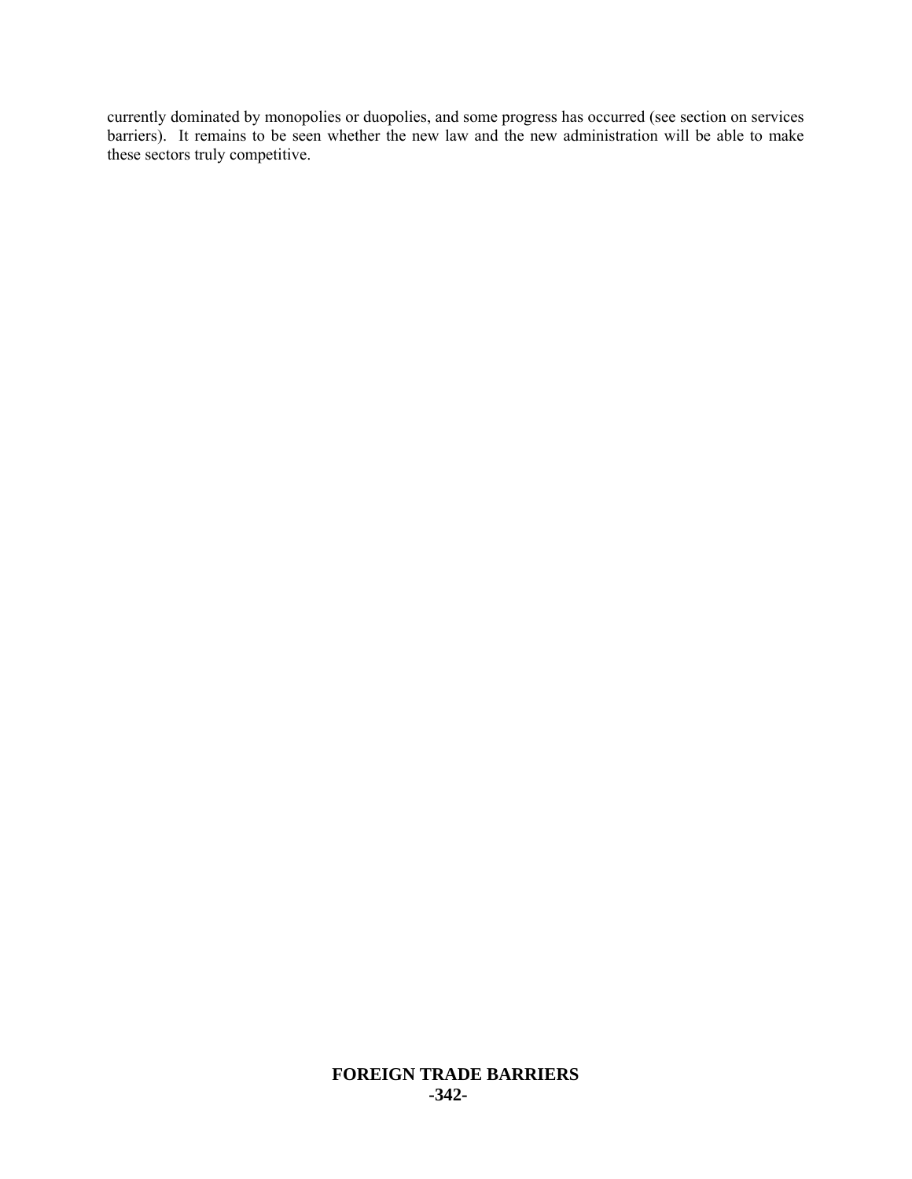currently dominated by monopolies or duopolies, and some progress has occurred (see section on services barriers). It remains to be seen whether the new law and the new administration will be able to make these sectors truly competitive.